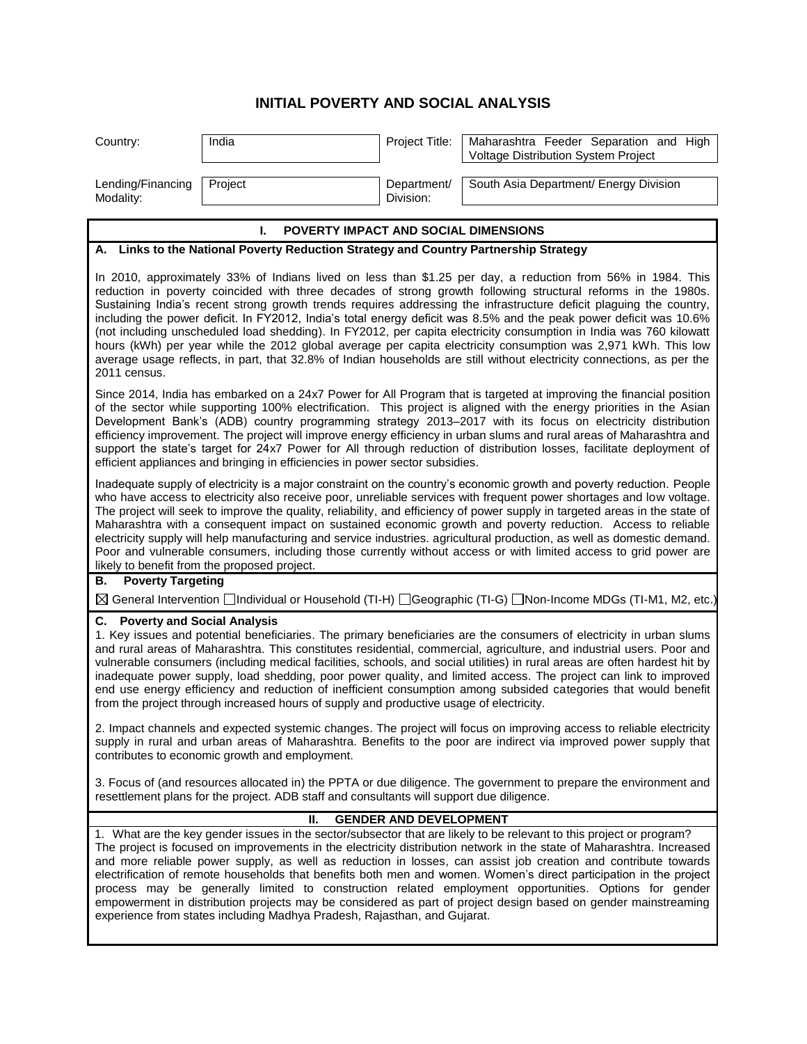# INITIAL POVERTY AND SOCIAL ANALYSIS

| Country: | India | Project Title: | Maharashtra Feeder Separation and High Voltage Distribution System Project |
|---|---|---|---|
| Lending/Financing Modality: | Project | Department/ Division: | South Asia Department/ Energy Division |

## I. POVERTY IMPACT AND SOCIAL DIMENSIONS

### A. Links to the National Poverty Reduction Strategy and Country Partnership Strategy

In 2010, approximately 33% of Indians lived on less than $1.25 per day, a reduction from 56% in 1984. This reduction in poverty coincided with three decades of strong growth following structural reforms in the 1980s. Sustaining India's recent strong growth trends requires addressing the infrastructure deficit plaguing the country, including the power deficit. In FY2012, India's total energy deficit was 8.5% and the peak power deficit was 10.6% (not including unscheduled load shedding). In FY2012, per capita electricity consumption in India was 760 kilowatt hours (kWh) per year while the 2012 global average per capita electricity consumption was 2,971 kWh. This low average usage reflects, in part, that 32.8% of Indian households are still without electricity connections, as per the 2011 census.

Since 2014, India has embarked on a 24x7 Power for All Program that is targeted at improving the financial position of the sector while supporting 100% electrification. This project is aligned with the energy priorities in the Asian Development Bank's (ADB) country programming strategy 2013–2017 with its focus on electricity distribution efficiency improvement. The project will improve energy efficiency in urban slums and rural areas of Maharashtra and support the state's target for 24x7 Power for All through reduction of distribution losses, facilitate deployment of efficient appliances and bringing in efficiencies in power sector subsidies.

Inadequate supply of electricity is a major constraint on the country's economic growth and poverty reduction. People who have access to electricity also receive poor, unreliable services with frequent power shortages and low voltage. The project will seek to improve the quality, reliability, and efficiency of power supply in targeted areas in the state of Maharashtra with a consequent impact on sustained economic growth and poverty reduction. Access to reliable electricity supply will help manufacturing and service industries. agricultural production, as well as domestic demand. Poor and vulnerable consumers, including those currently without access or with limited access to grid power are likely to benefit from the proposed project.

### B. Poverty Targeting

☒ General Intervention ☐ Individual or Household (TI-H) ☐ Geographic (TI-G) ☐ Non-Income MDGs (TI-M1, M2, etc.)

### C. Poverty and Social Analysis

1. Key issues and potential beneficiaries. The primary beneficiaries are the consumers of electricity in urban slums and rural areas of Maharashtra. This constitutes residential, commercial, agriculture, and industrial users. Poor and vulnerable consumers (including medical facilities, schools, and social utilities) in rural areas are often hardest hit by inadequate power supply, load shedding, poor power quality, and limited access. The project can link to improved end use energy efficiency and reduction of inefficient consumption among subsided categories that would benefit from the project through increased hours of supply and productive usage of electricity.

2. Impact channels and expected systemic changes. The project will focus on improving access to reliable electricity supply in rural and urban areas of Maharashtra. Benefits to the poor are indirect via improved power supply that contributes to economic growth and employment.

3. Focus of (and resources allocated in) the PPTA or due diligence. The government to prepare the environment and resettlement plans for the project. ADB staff and consultants will support due diligence.

## II. GENDER AND DEVELOPMENT

1. What are the key gender issues in the sector/subsector that are likely to be relevant to this project or program?
The project is focused on improvements in the electricity distribution network in the state of Maharashtra. Increased and more reliable power supply, as well as reduction in losses, can assist job creation and contribute towards electrification of remote households that benefits both men and women. Women's direct participation in the project process may be generally limited to construction related employment opportunities. Options for gender empowerment in distribution projects may be considered as part of project design based on gender mainstreaming experience from states including Madhya Pradesh, Rajasthan, and Gujarat.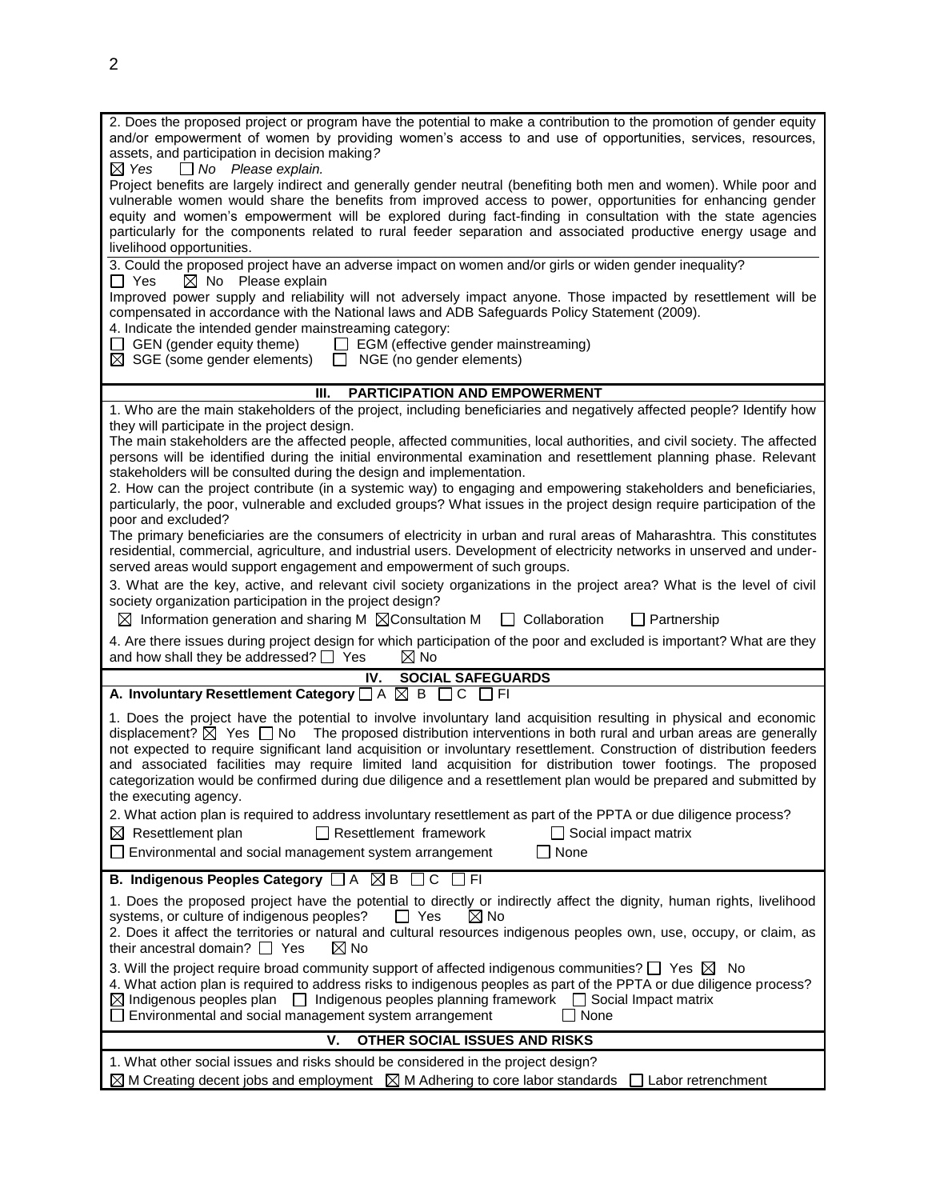2. Does the proposed project or program have the potential to make a contribution to the promotion of gender equity and/or empowerment of women by providing women's access to and use of opportunities, services, resources, assets, and participation in decision making?

☒ *Yes* ☐ *No Please explain.*

Project benefits are largely indirect and generally gender neutral (benefiting both men and women). While poor and vulnerable women would share the benefits from improved access to power, opportunities for enhancing gender equity and women's empowerment will be explored during fact-finding in consultation with the state agencies particularly for the components related to rural feeder separation and associated productive energy usage and livelihood opportunities.

3. Could the proposed project have an adverse impact on women and/or girls or widen gender inequality?

☐ Yes ☒ No Please explain

Improved power supply and reliability will not adversely impact anyone. Those impacted by resettlement will be compensated in accordance with the National laws and ADB Safeguards Policy Statement (2009).

4. Indicate the intended gender mainstreaming category:

☐ GEN (gender equity theme) ☐ EGM (effective gender mainstreaming)
☒ SGE (some gender elements) ☐ NGE (no gender elements)

## III. PARTICIPATION AND EMPOWERMENT

1. Who are the main stakeholders of the project, including beneficiaries and negatively affected people? Identify how they will participate in the project design.

The main stakeholders are the affected people, affected communities, local authorities, and civil society. The affected persons will be identified during the initial environmental examination and resettlement planning phase. Relevant stakeholders will be consulted during the design and implementation.

2. How can the project contribute (in a systemic way) to engaging and empowering stakeholders and beneficiaries, particularly, the poor, vulnerable and excluded groups? What issues in the project design require participation of the poor and excluded?

The primary beneficiaries are the consumers of electricity in urban and rural areas of Maharashtra. This constitutes residential, commercial, agriculture, and industrial users. Development of electricity networks in unserved and under-served areas would support engagement and empowerment of such groups.

3. What are the key, active, and relevant civil society organizations in the project area? What is the level of civil society organization participation in the project design?

☒ Information generation and sharing M ☒Consultation M ☐ Collaboration ☐ Partnership

4. Are there issues during project design for which participation of the poor and excluded is important? What are they and how shall they be addressed? ☐ Yes ☒ No

## IV. SOCIAL SAFEGUARDS

**A. Involuntary Resettlement Category** ☐ A ☒ B ☐ C ☐ FI

1. Does the project have the potential to involve involuntary land acquisition resulting in physical and economic displacement? ☒ Yes ☐ No The proposed distribution interventions in both rural and urban areas are generally not expected to require significant land acquisition or involuntary resettlement. Construction of distribution feeders and associated facilities may require limited land acquisition for distribution tower footings. The proposed categorization would be confirmed during due diligence and a resettlement plan would be prepared and submitted by the executing agency.

2. What action plan is required to address involuntary resettlement as part of the PPTA or due diligence process?

☒ Resettlement plan ☐ Resettlement framework ☐ Social impact matrix
☐ Environmental and social management system arrangement ☐ None

**B. Indigenous Peoples Category** ☐ A ☒ B ☐ C ☐ FI

1. Does the proposed project have the potential to directly or indirectly affect the dignity, human rights, livelihood systems, or culture of indigenous peoples? ☐ Yes ☒ No

2. Does it affect the territories or natural and cultural resources indigenous peoples own, use, occupy, or claim, as their ancestral domain? ☐ Yes ☒ No

3. Will the project require broad community support of affected indigenous communities? ☐ Yes ☒ No

4. What action plan is required to address risks to indigenous peoples as part of the PPTA or due diligence process?

☒ Indigenous peoples plan ☐ Indigenous peoples planning framework ☐ Social Impact matrix
☐ Environmental and social management system arrangement ☐ None

## V. OTHER SOCIAL ISSUES AND RISKS

1. What other social issues and risks should be considered in the project design?

☒ M Creating decent jobs and employment ☒ M Adhering to core labor standards ☐ Labor retrenchment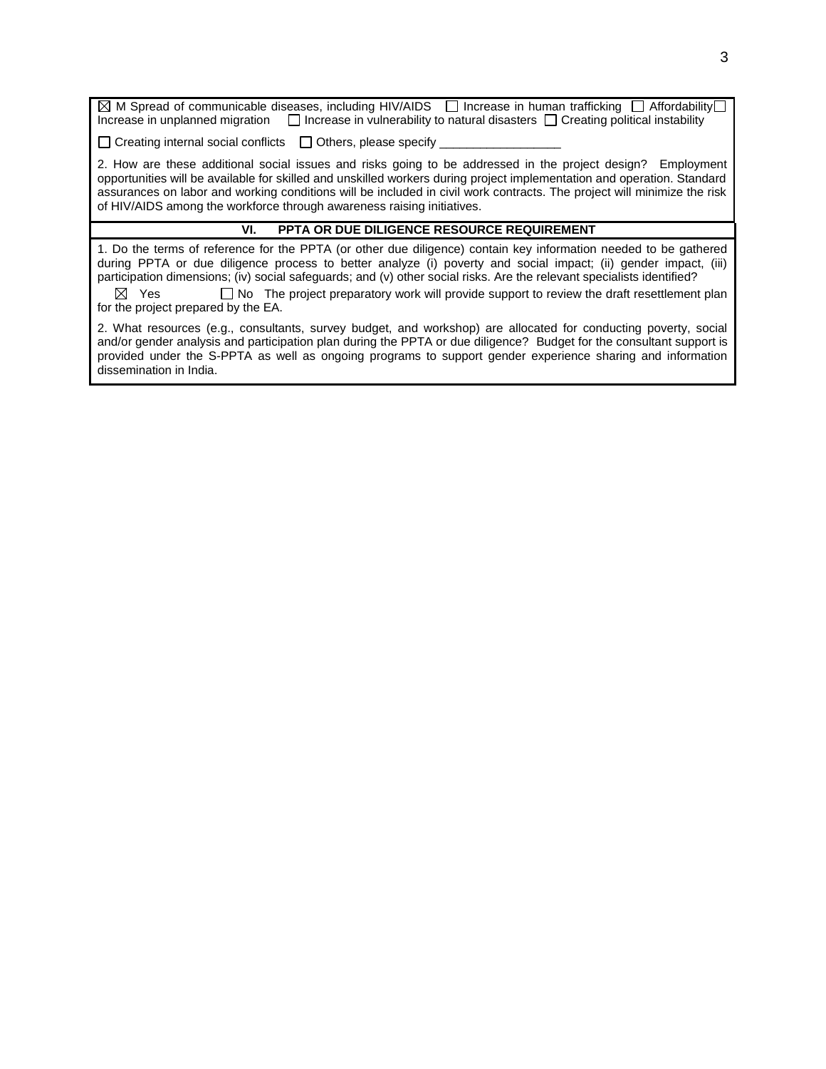☒ M Spread of communicable diseases, including HIV/AIDS ☐ Increase in human trafficking ☐ Affordability ☐ Increase in unplanned migration ☐ Increase in vulnerability to natural disasters ☐ Creating political instability

☐ Creating internal social conflicts ☐ Others, please specify __________________

2. How are these additional social issues and risks going to be addressed in the project design? Employment opportunities will be available for skilled and unskilled workers during project implementation and operation. Standard assurances on labor and working conditions will be included in civil work contracts. The project will minimize the risk of HIV/AIDS among the workforce through awareness raising initiatives.

## VI. PPTA OR DUE DILIGENCE RESOURCE REQUIREMENT

1. Do the terms of reference for the PPTA (or other due diligence) contain key information needed to be gathered during PPTA or due diligence process to better analyze (i) poverty and social impact; (ii) gender impact, (iii) participation dimensions; (iv) social safeguards; and (v) other social risks. Are the relevant specialists identified?

☒ Yes ☐ No The project preparatory work will provide support to review the draft resettlement plan for the project prepared by the EA.

2. What resources (e.g., consultants, survey budget, and workshop) are allocated for conducting poverty, social and/or gender analysis and participation plan during the PPTA or due diligence? Budget for the consultant support is provided under the S-PPTA as well as ongoing programs to support gender experience sharing and information dissemination in India.